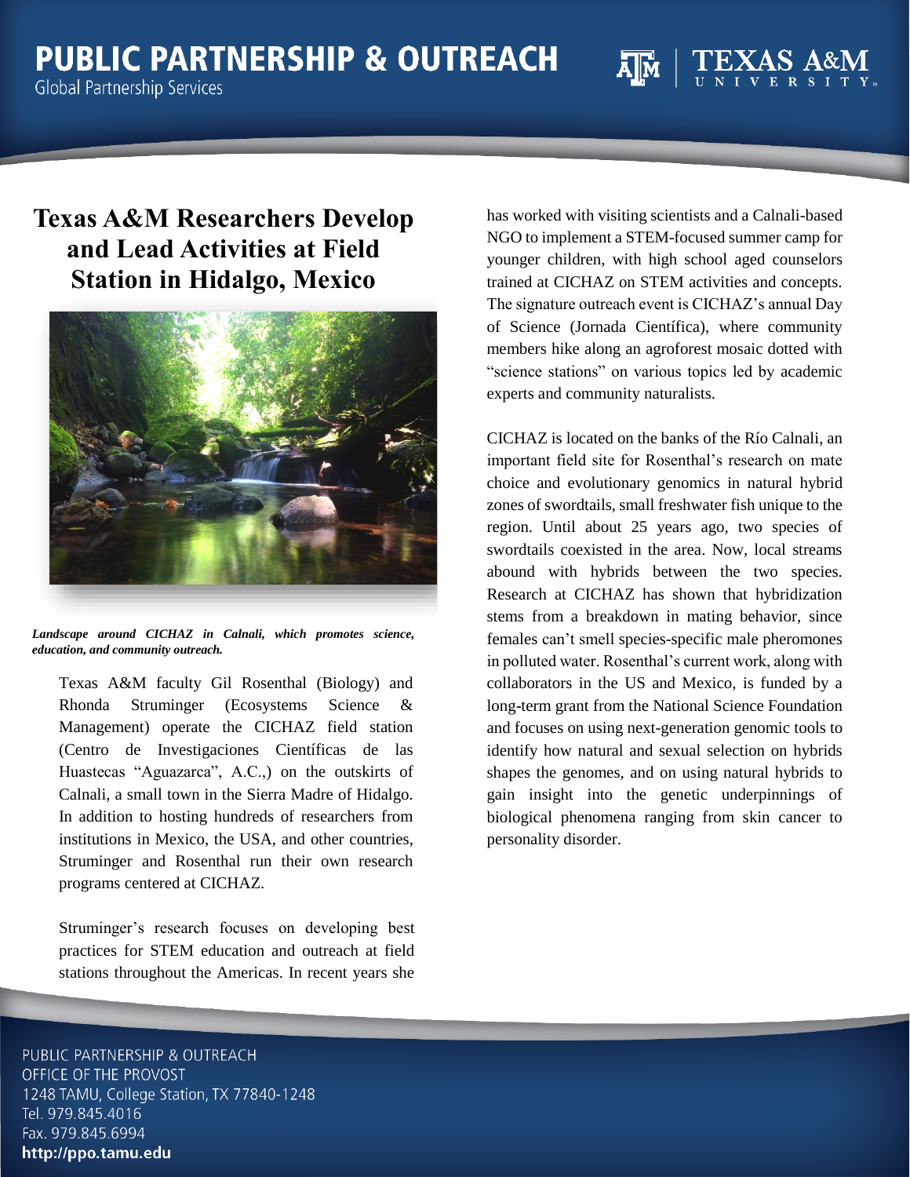PUBLIC PARTNERSHIP & OUTREACH
Global Partnership Services

# Texas A&M Researchers Develop and Lead Activities at Field Station in Hidalgo, Mexico

***Landscape around CICHAZ in Calnali, which promotes science, education, and community outreach.***

Texas A&M faculty Gil Rosenthal (Biology) and Rhonda Struminger (Ecosystems Science & Management) operate the CICHAZ field station (Centro de Investigaciones Científicas de las Huastecas "Aguazarca", A.C.,) on the outskirts of Calnali, a small town in the Sierra Madre of Hidalgo. In addition to hosting hundreds of researchers from institutions in Mexico, the USA, and other countries, Struminger and Rosenthal run their own research programs centered at CICHAZ.

Struminger's research focuses on developing best practices for STEM education and outreach at field stations throughout the Americas. In recent years she has worked with visiting scientists and a Calnali-based NGO to implement a STEM-focused summer camp for younger children, with high school aged counselors trained at CICHAZ on STEM activities and concepts. The signature outreach event is CICHAZ's annual Day of Science (Jornada Científica), where community members hike along an agroforest mosaic dotted with "science stations" on various topics led by academic experts and community naturalists.

CICHAZ is located on the banks of the Río Calnali, an important field site for Rosenthal's research on mate choice and evolutionary genomics in natural hybrid zones of swordtails, small freshwater fish unique to the region. Until about 25 years ago, two species of swordtails coexisted in the area. Now, local streams abound with hybrids between the two species. Research at CICHAZ has shown that hybridization stems from a breakdown in mating behavior, since females can't smell species-specific male pheromones in polluted water. Rosenthal's current work, along with collaborators in the US and Mexico, is funded by a long-term grant from the National Science Foundation and focuses on using next-generation genomic tools to identify how natural and sexual selection on hybrids shapes the genomes, and on using natural hybrids to gain insight into the genetic underpinnings of biological phenomena ranging from skin cancer to personality disorder.

PUBLIC PARTNERSHIP & OUTREACH
OFFICE OF THE PROVOST
1248 TAMU, College Station, TX 77840-1248
Tel. 979.845.4016
Fax. 979.845.6994
**http://ppo.tamu.edu**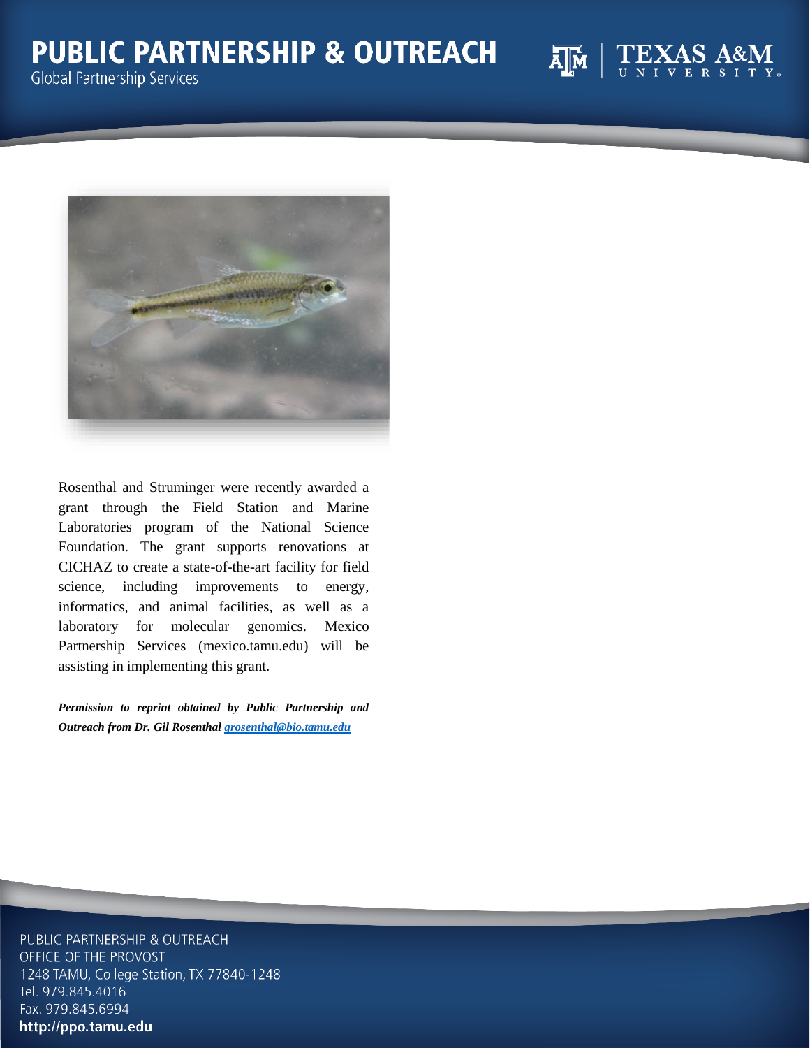Rosenthal and Struminger were recently awarded a grant through the Field Station and Marine Laboratories program of the National Science Foundation. The grant supports renovations at CICHAZ to create a state-of-the-art facility for field science, including improvements to energy, informatics, and animal facilities, as well as a laboratory for molecular genomics. Mexico Partnership Services (mexico.tamu.edu) will be assisting in implementing this grant.

***Permission to reprint obtained by Public Partnership and Outreach from Dr. Gil Rosenthal grosenthal@bio.tamu.edu***